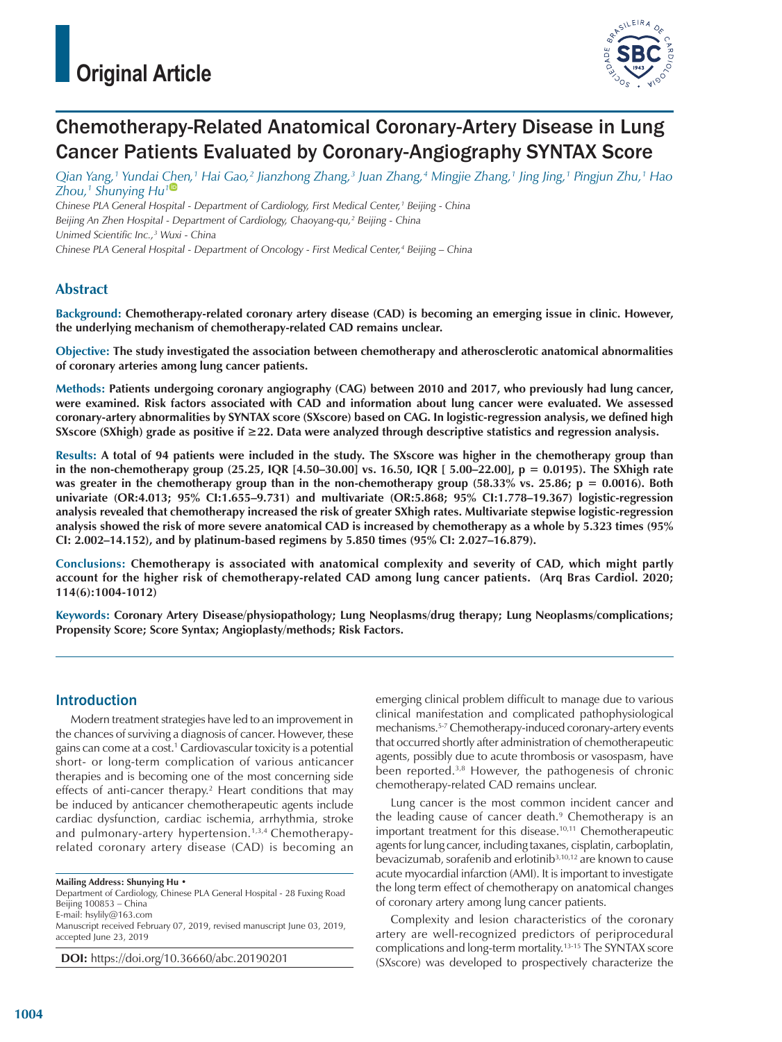Original Article

# Chemotherapy-Related Anatomical Coronary-Artery Disease in Lung Cancer Patients Evaluated by Coronary-Angiography SYNTAX Score

*Qian Yang,[1] Yundai Chen,[1] Hai Gao,[2] Jianzhong Zhang,[3] Juan Zhang,[4] Mingjie Zhang,[1] Jing Jing,[1] Pingjun Zhu,[1] Hao Zhou,[1] Shunying Hu[1]*

*Chinese PLA General Hospital - Department of Cardiology, First Medical Center,[1] Beijing - China*
*Beijing An Zhen Hospital - Department of Cardiology, Chaoyang-qu,[2] Beijing - China*
*Unimed Scientific Inc.,[3] Wuxi - China*
*Chinese PLA General Hospital - Department of Oncology - First Medical Center,[4] Beijing – China*

## Abstract

**Background: Chemotherapy-related coronary artery disease (CAD) is becoming an emerging issue in clinic. However, the underlying mechanism of chemotherapy-related CAD remains unclear.**

**Objective: The study investigated the association between chemotherapy and atherosclerotic anatomical abnormalities of coronary arteries among lung cancer patients.**

**Methods: Patients undergoing coronary angiography (CAG) between 2010 and 2017, who previously had lung cancer, were examined. Risk factors associated with CAD and information about lung cancer were evaluated. We assessed coronary-artery abnormalities by SYNTAX score (SXscore) based on CAG. In logistic-regression analysis, we defined high SXscore (SXhigh) grade as positive if ≥22. Data were analyzed through descriptive statistics and regression analysis.**

**Results: A total of 94 patients were included in the study. The SXscore was higher in the chemotherapy group than in the non-chemotherapy group (25.25, IQR [4.50–30.00] vs. 16.50, IQR [ 5.00–22.00], p = 0.0195). The SXhigh rate was greater in the chemotherapy group than in the non-chemotherapy group (58.33% vs. 25.86; p = 0.0016). Both univariate (OR:4.013; 95% CI:1.655–9.731) and multivariate (OR:5.868; 95% CI:1.778–19.367) logistic-regression analysis revealed that chemotherapy increased the risk of greater SXhigh rates. Multivariate stepwise logistic-regression analysis showed the risk of more severe anatomical CAD is increased by chemotherapy as a whole by 5.323 times (95% CI: 2.002–14.152), and by platinum-based regimens by 5.850 times (95% CI: 2.027–16.879).**

**Conclusions: Chemotherapy is associated with anatomical complexity and severity of CAD, which might partly account for the higher risk of chemotherapy-related CAD among lung cancer patients. (Arq Bras Cardiol. 2020; 114(6):1004-1012)**

**Keywords: Coronary Artery Disease/physiopathology; Lung Neoplasms/drug therapy; Lung Neoplasms/complications; Propensity Score; Score Syntax; Angioplasty/methods; Risk Factors.**

## Introduction

Modern treatment strategies have led to an improvement in the chances of surviving a diagnosis of cancer. However, these gains can come at a cost.[1] Cardiovascular toxicity is a potential short- or long-term complication of various anticancer therapies and is becoming one of the most concerning side effects of anti-cancer therapy.[2] Heart conditions that may be induced by anticancer chemotherapeutic agents include cardiac dysfunction, cardiac ischemia, arrhythmia, stroke and pulmonary-artery hypertension.[1,3,4] Chemotherapy-related coronary artery disease (CAD) is becoming an emerging clinical problem difficult to manage due to various clinical manifestation and complicated pathophysiological mechanisms.[5-7] Chemotherapy-induced coronary-artery events that occurred shortly after administration of chemotherapeutic agents, possibly due to acute thrombosis or vasospasm, have been reported.[3,8] However, the pathogenesis of chronic chemotherapy-related CAD remains unclear.

Lung cancer is the most common incident cancer and the leading cause of cancer death.[9] Chemotherapy is an important treatment for this disease.[10,11] Chemotherapeutic agents for lung cancer, including taxanes, cisplatin, carboplatin, bevacizumab, sorafenib and erlotinib[3,10,12] are known to cause acute myocardial infarction (AMI). It is important to investigate the long term effect of chemotherapy on anatomical changes of coronary artery among lung cancer patients.

Complexity and lesion characteristics of the coronary artery are well-recognized predictors of periprocedural complications and long-term mortality.[13-15] The SYNTAX score (SXscore) was developed to prospectively characterize the

**Mailing Address: Shunying Hu** •
Department of Cardiology, Chinese PLA General Hospital - 28 Fuxing Road Beijing 100853 – China
E-mail: hsylily@163.com
Manuscript received February 07, 2019, revised manuscript June 03, 2019, accepted June 23, 2019

**DOI:** https://doi.org/10.36660/abc.20190201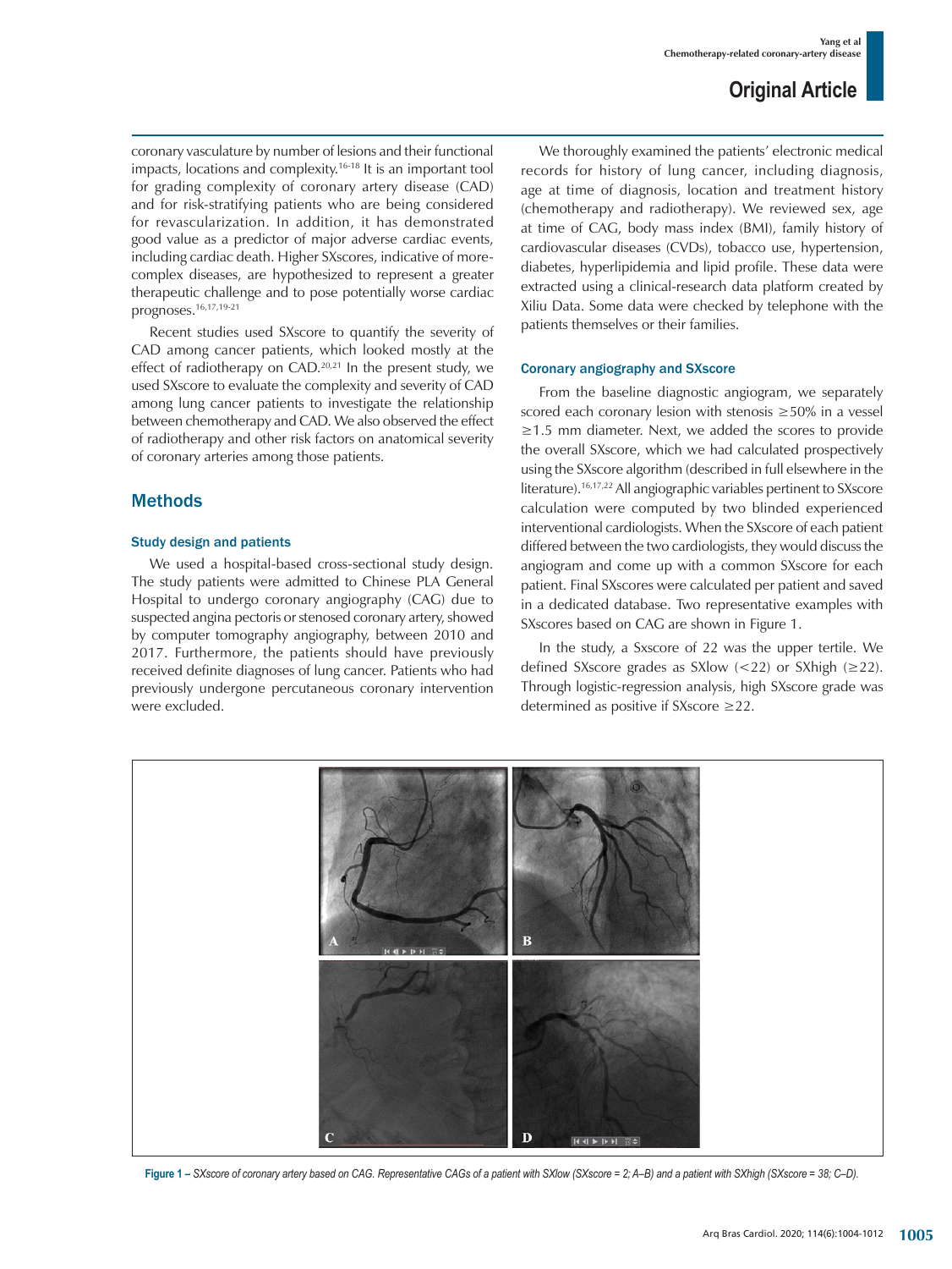coronary vasculature by number of lesions and their functional impacts, locations and complexity.[16-18] It is an important tool for grading complexity of coronary artery disease (CAD) and for risk-stratifying patients who are being considered for revascularization. In addition, it has demonstrated good value as a predictor of major adverse cardiac events, including cardiac death. Higher SXscores, indicative of more-complex diseases, are hypothesized to represent a greater therapeutic challenge and to pose potentially worse cardiac prognoses.[16,17,19-21]

Recent studies used SXscore to quantify the severity of CAD among cancer patients, which looked mostly at the effect of radiotherapy on CAD.[20,21] In the present study, we used SXscore to evaluate the complexity and severity of CAD among lung cancer patients to investigate the relationship between chemotherapy and CAD. We also observed the effect of radiotherapy and other risk factors on anatomical severity of coronary arteries among those patients.

## Methods

### Study design and patients

We used a hospital-based cross-sectional study design. The study patients were admitted to Chinese PLA General Hospital to undergo coronary angiography (CAG) due to suspected angina pectoris or stenosed coronary artery, showed by computer tomography angiography, between 2010 and 2017. Furthermore, the patients should have previously received definite diagnoses of lung cancer. Patients who had previously undergone percutaneous coronary intervention were excluded.

We thoroughly examined the patients' electronic medical records for history of lung cancer, including diagnosis, age at time of diagnosis, location and treatment history (chemotherapy and radiotherapy). We reviewed sex, age at time of CAG, body mass index (BMI), family history of cardiovascular diseases (CVDs), tobacco use, hypertension, diabetes, hyperlipidemia and lipid profile. These data were extracted using a clinical-research data platform created by Xiliu Data. Some data were checked by telephone with the patients themselves or their families.

### Coronary angiography and SXscore

From the baseline diagnostic angiogram, we separately scored each coronary lesion with stenosis ≥50% in a vessel ≥1.5 mm diameter. Next, we added the scores to provide the overall SXscore, which we had calculated prospectively using the SXscore algorithm (described in full elsewhere in the literature).[16,17,22] All angiographic variables pertinent to SXscore calculation were computed by two blinded experienced interventional cardiologists. When the SXscore of each patient differed between the two cardiologists, they would discuss the angiogram and come up with a common SXscore for each patient. Final SXscores were calculated per patient and saved in a dedicated database. Two representative examples with SXscores based on CAG are shown in Figure 1.

In the study, a Sxscore of 22 was the upper tertile. We defined SXscore grades as SXlow (<22) or SXhigh (≥22). Through logistic-regression analysis, high SXscore grade was determined as positive if SXscore ≥22.

**Figure 1** – *SXscore of coronary artery based on CAG. Representative CAGs of a patient with SXlow (SXscore = 2; A–B) and a patient with SXhigh (SXscore = 38; C–D).*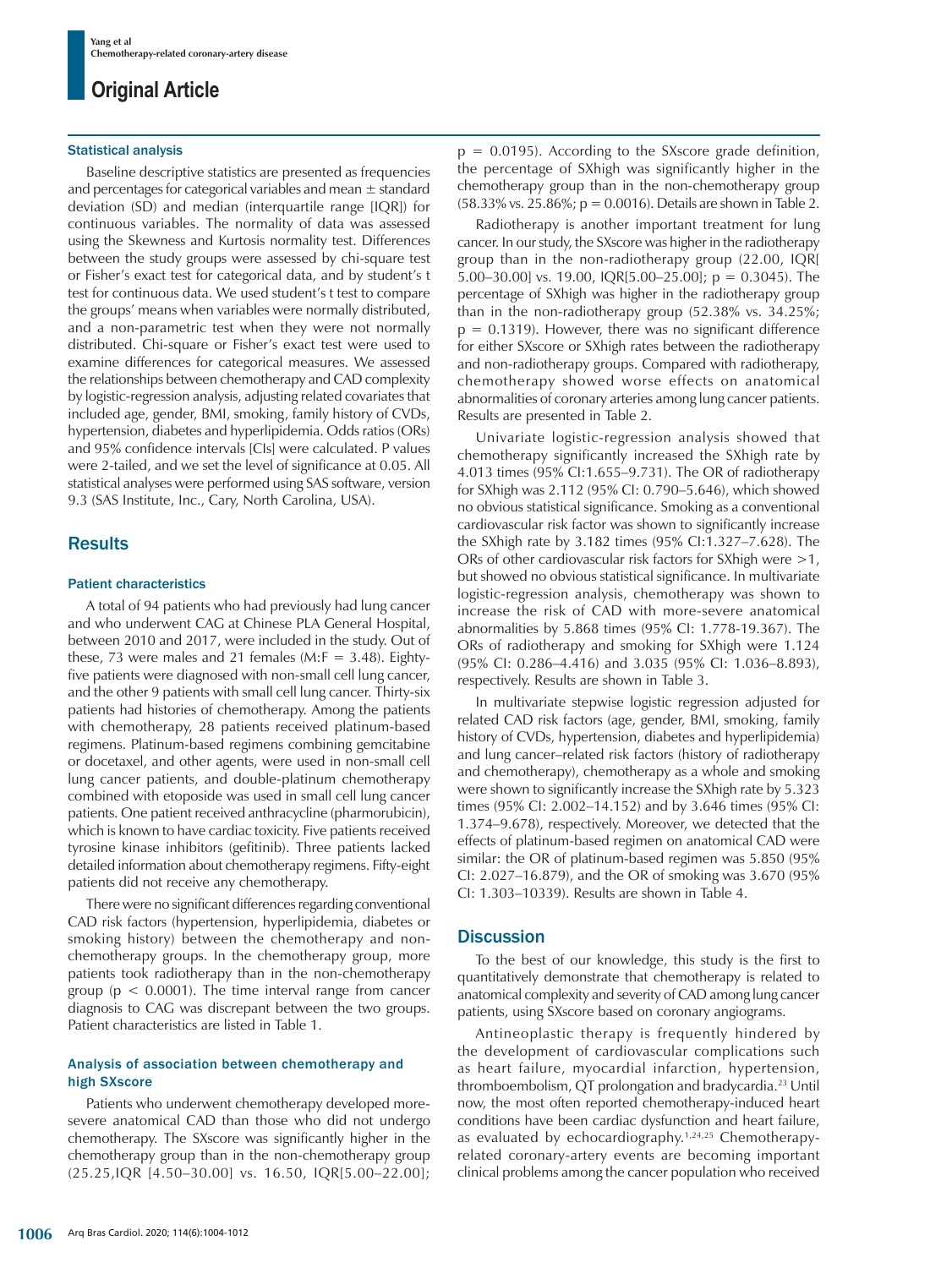### Statistical analysis

Baseline descriptive statistics are presented as frequencies and percentages for categorical variables and mean ± standard deviation (SD) and median (interquartile range [IQR]) for continuous variables. The normality of data was assessed using the Skewness and Kurtosis normality test. Differences between the study groups were assessed by chi-square test or Fisher's exact test for categorical data, and by student's t test for continuous data. We used student's t test to compare the groups' means when variables were normally distributed, and a non-parametric test when they were not normally distributed. Chi-square or Fisher's exact test were used to examine differences for categorical measures. We assessed the relationships between chemotherapy and CAD complexity by logistic-regression analysis, adjusting related covariates that included age, gender, BMI, smoking, family history of CVDs, hypertension, diabetes and hyperlipidemia. Odds ratios (ORs) and 95% confidence intervals [CIs] were calculated. P values were 2-tailed, and we set the level of significance at 0.05. All statistical analyses were performed using SAS software, version 9.3 (SAS Institute, Inc., Cary, North Carolina, USA).

## Results

### Patient characteristics

A total of 94 patients who had previously had lung cancer and who underwent CAG at Chinese PLA General Hospital, between 2010 and 2017, were included in the study. Out of these, 73 were males and 21 females (M:F = 3.48). Eighty-five patients were diagnosed with non-small cell lung cancer, and the other 9 patients with small cell lung cancer. Thirty-six patients had histories of chemotherapy. Among the patients with chemotherapy, 28 patients received platinum-based regimens. Platinum-based regimens combining gemcitabine or docetaxel, and other agents, were used in non-small cell lung cancer patients, and double-platinum chemotherapy combined with etoposide was used in small cell lung cancer patients. One patient received anthracycline (pharmorubicin), which is known to have cardiac toxicity. Five patients received tyrosine kinase inhibitors (gefitinib). Three patients lacked detailed information about chemotherapy regimens. Fifty-eight patients did not receive any chemotherapy.

There were no significant differences regarding conventional CAD risk factors (hypertension, hyperlipidemia, diabetes or smoking history) between the chemotherapy and non-chemotherapy groups. In the chemotherapy group, more patients took radiotherapy than in the non-chemotherapy group ($p < 0.0001$). The time interval range from cancer diagnosis to CAG was discrepant between the two groups. Patient characteristics are listed in Table 1.

### Analysis of association between chemotherapy and high SXscore

Patients who underwent chemotherapy developed more-severe anatomical CAD than those who did not undergo chemotherapy. The SXscore was significantly higher in the chemotherapy group than in the non-chemotherapy group (25.25,IQR [4.50–30.00] vs. 16.50, IQR[5.00–22.00]; $p = 0.0195$). According to the SXscore grade definition, the percentage of SXhigh was significantly higher in the chemotherapy group than in the non-chemotherapy group (58.33% vs. 25.86%; $p = 0.0016$). Details are shown in Table 2.

Radiotherapy is another important treatment for lung cancer. In our study, the SXscore was higher in the radiotherapy group than in the non-radiotherapy group (22.00, IQR[ 5.00–30.00] vs. 19.00, IQR[5.00–25.00]; $p = 0.3045$). The percentage of SXhigh was higher in the radiotherapy group than in the non-radiotherapy group (52.38% vs. 34.25%; $p = 0.1319$). However, there was no significant difference for either SXscore or SXhigh rates between the radiotherapy and non-radiotherapy groups. Compared with radiotherapy, chemotherapy showed worse effects on anatomical abnormalities of coronary arteries among lung cancer patients. Results are presented in Table 2.

Univariate logistic-regression analysis showed that chemotherapy significantly increased the SXhigh rate by 4.013 times (95% CI:1.655–9.731). The OR of radiotherapy for SXhigh was 2.112 (95% CI: 0.790–5.646), which showed no obvious statistical significance. Smoking as a conventional cardiovascular risk factor was shown to significantly increase the SXhigh rate by 3.182 times (95% CI:1.327–7.628). The ORs of other cardiovascular risk factors for SXhigh were >1, but showed no obvious statistical significance. In multivariate logistic-regression analysis, chemotherapy was shown to increase the risk of CAD with more-severe anatomical abnormalities by 5.868 times (95% CI: 1.778-19.367). The ORs of radiotherapy and smoking for SXhigh were 1.124 (95% CI: 0.286–4.416) and 3.035 (95% CI: 1.036–8.893), respectively. Results are shown in Table 3.

In multivariate stepwise logistic regression adjusted for related CAD risk factors (age, gender, BMI, smoking, family history of CVDs, hypertension, diabetes and hyperlipidemia) and lung cancer–related risk factors (history of radiotherapy and chemotherapy), chemotherapy as a whole and smoking were shown to significantly increase the SXhigh rate by 5.323 times (95% CI: 2.002–14.152) and by 3.646 times (95% CI: 1.374–9.678), respectively. Moreover, we detected that the effects of platinum-based regimen on anatomical CAD were similar: the OR of platinum-based regimen was 5.850 (95% CI: 2.027–16.879), and the OR of smoking was 3.670 (95% CI: 1.303–10339). Results are shown in Table 4.

## Discussion

To the best of our knowledge, this study is the first to quantitatively demonstrate that chemotherapy is related to anatomical complexity and severity of CAD among lung cancer patients, using SXscore based on coronary angiograms.

Antineoplastic therapy is frequently hindered by the development of cardiovascular complications such as heart failure, myocardial infarction, hypertension, thromboembolism, QT prolongation and bradycardia.[23] Until now, the most often reported chemotherapy-induced heart conditions have been cardiac dysfunction and heart failure, as evaluated by echocardiography.[1,24,25] Chemotherapy-related coronary-artery events are becoming important clinical problems among the cancer population who received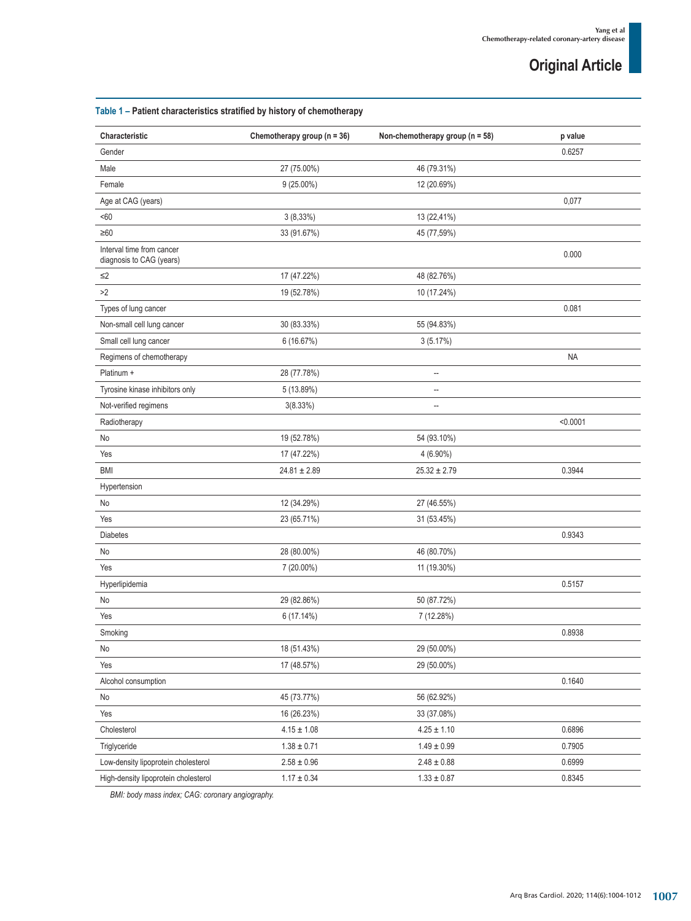**Table 1 – Patient characteristics stratified by history of chemotherapy**

| Characteristic | Chemotherapy group (n = 36) | Non-chemotherapy group (n = 58) | p value |
|---|---|---|---|
| Gender | | | 0.6257 |
| Male | 27 (75.00%) | 46 (79.31%) | |
| Female | 9 (25.00%) | 12 (20.69%) | |
| Age at CAG (years) | | | 0,077 |
| <60 | 3 (8,33%) | 13 (22,41%) | |
| ≥60 | 33 (91.67%) | 45 (77,59%) | |
| Interval time from cancer diagnosis to CAG (years) | | | 0.000 |
| ≤2 | 17 (47.22%) | 48 (82.76%) | |
| >2 | 19 (52.78%) | 10 (17.24%) | |
| Types of lung cancer | | | 0.081 |
| Non-small cell lung cancer | 30 (83.33%) | 55 (94.83%) | |
| Small cell lung cancer | 6 (16.67%) | 3 (5.17%) | |
| Regimens of chemotherapy | | | NA |
| Platinum + | 28 (77.78%) | -- | |
| Tyrosine kinase inhibitors only | 5 (13.89%) | -- | |
| Not-verified regimens | 3(8.33%) | -- | |
| Radiotherapy | | | <0.0001 |
| No | 19 (52.78%) | 54 (93.10%) | |
| Yes | 17 (47.22%) | 4 (6.90%) | |
| BMI | 24.81 ± 2.89 | 25.32 ± 2.79 | 0.3944 |
| Hypertension | | | |
| No | 12 (34.29%) | 27 (46.55%) | |
| Yes | 23 (65.71%) | 31 (53.45%) | |
| Diabetes | | | 0.9343 |
| No | 28 (80.00%) | 46 (80.70%) | |
| Yes | 7 (20.00%) | 11 (19.30%) | |
| Hyperlipidemia | | | 0.5157 |
| No | 29 (82.86%) | 50 (87.72%) | |
| Yes | 6 (17.14%) | 7 (12.28%) | |
| Smoking | | | 0.8938 |
| No | 18 (51.43%) | 29 (50.00%) | |
| Yes | 17 (48.57%) | 29 (50.00%) | |
| Alcohol consumption | | | 0.1640 |
| No | 45 (73.77%) | 56 (62.92%) | |
| Yes | 16 (26.23%) | 33 (37.08%) | |
| Cholesterol | 4.15 ± 1.08 | 4.25 ± 1.10 | 0.6896 |
| Triglyceride | 1.38 ± 0.71 | 1.49 ± 0.99 | 0.7905 |
| Low-density lipoprotein cholesterol | 2.58 ± 0.96 | 2.48 ± 0.88 | 0.6999 |
| High-density lipoprotein cholesterol | 1.17 ± 0.34 | 1.33 ± 0.87 | 0.8345 |

*BMI: body mass index; CAG: coronary angiography.*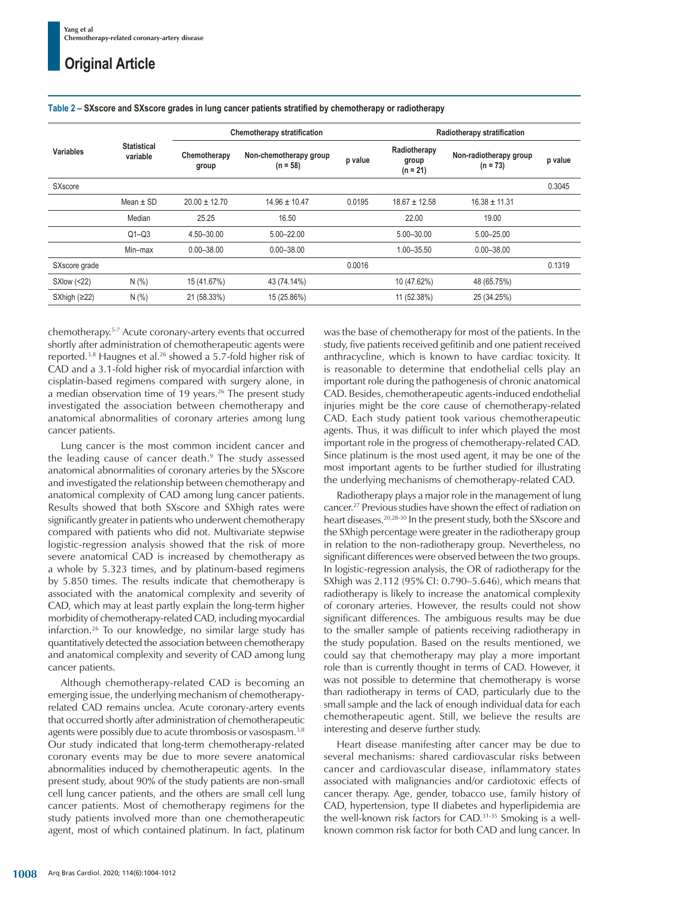**Table 2 – SXscore and SXscore grades in lung cancer patients stratified by chemotherapy or radiotherapy**

| Variables | Statistical variable | Chemotherapy stratification | | | Radiotherapy stratification | | |
|---|---|---|---|---|---|---|---|
| | | Chemotherapy group | Non-chemotherapy group (n = 58) | p value | Radiotherapy group (n = 21) | Non-radiotherapy group (n = 73) | p value |
| SXscore | | | | | | | 0.3045 |
| | Mean ± SD | 20.00 ± 12.70 | 14.96 ± 10.47 | 0.0195 | 18.67 ± 12.58 | 16.38 ± 11.31 | |
| | Median | 25.25 | 16.50 | | 22.00 | 19.00 | |
| | Q1–Q3 | 4.50–30.00 | 5.00–22.00 | | 5.00–30.00 | 5.00–25.00 | |
| | Min–max | 0.00–38.00 | 0.00–38.00 | | 1.00–35.50 | 0.00–38.00 | |
| SXscore grade | | | | 0.0016 | | | 0.1319 |
| SXlow (<22) | N (%) | 15 (41.67%) | 43 (74.14%) | | 10 (47.62%) | 48 (65.75%) | |
| SXhigh (≥22) | N (%) | 21 (58.33%) | 15 (25.86%) | | 11 (52.38%) | 25 (34.25%) | |

chemotherapy.[5-7] Acute coronary-artery events that occurred shortly after administration of chemotherapeutic agents were reported.[3,8] Haugnes et al.[26] showed a 5.7-fold higher risk of CAD and a 3.1-fold higher risk of myocardial infarction with cisplatin-based regimens compared with surgery alone, in a median observation time of 19 years.[26] The present study investigated the association between chemotherapy and anatomical abnormalities of coronary arteries among lung cancer patients.

Lung cancer is the most common incident cancer and the leading cause of cancer death.[9] The study assessed anatomical abnormalities of coronary arteries by the SXscore and investigated the relationship between chemotherapy and anatomical complexity of CAD among lung cancer patients. Results showed that both SXscore and SXhigh rates were significantly greater in patients who underwent chemotherapy compared with patients who did not. Multivariate stepwise logistic-regression analysis showed that the risk of more severe anatomical CAD is increased by chemotherapy as a whole by 5.323 times, and by platinum-based regimens by 5.850 times. The results indicate that chemotherapy is associated with the anatomical complexity and severity of CAD, which may at least partly explain the long-term higher morbidity of chemotherapy-related CAD, including myocardial infarction.[26] To our knowledge, no similar large study has quantitatively detected the association between chemotherapy and anatomical complexity and severity of CAD among lung cancer patients.

Although chemotherapy-related CAD is becoming an emerging issue, the underlying mechanism of chemotherapy-related CAD remains unclea. Acute coronary-artery events that occurred shortly after administration of chemotherapeutic agents were possibly due to acute thrombosis or vasospasm.[3,8] Our study indicated that long-term chemotherapy-related coronary events may be due to more severe anatomical abnormalities induced by chemotherapeutic agents. In the present study, about 90% of the study patients are non-small cell lung cancer patients, and the others are small cell lung cancer patients. Most of chemotherapy regimens for the study patients involved more than one chemotherapeutic agent, most of which contained platinum. In fact, platinum was the base of chemotherapy for most of the patients. In the study, five patients received gefitinib and one patient received anthracycline, which is known to have cardiac toxicity. It is reasonable to determine that endothelial cells play an important role during the pathogenesis of chronic anatomical CAD. Besides, chemotherapeutic agents-induced endothelial injuries might be the core cause of chemotherapy-related CAD. Each study patient took various chemotherapeutic agents. Thus, it was difficult to infer which played the most important role in the progress of chemotherapy-related CAD. Since platinum is the most used agent, it may be one of the most important agents to be further studied for illustrating the underlying mechanisms of chemotherapy-related CAD.

Radiotherapy plays a major role in the management of lung cancer.[27] Previous studies have shown the effect of radiation on heart diseases.[20,28-30] In the present study, both the SXscore and the SXhigh percentage were greater in the radiotherapy group in relation to the non-radiotherapy group. Nevertheless, no significant differences were observed between the two groups. In logistic-regression analysis, the OR of radiotherapy for the SXhigh was 2.112 (95% CI: 0.790–5.646), which means that radiotherapy is likely to increase the anatomical complexity of coronary arteries. However, the results could not show significant differences. The ambiguous results may be due to the smaller sample of patients receiving radiotherapy in the study population. Based on the results mentioned, we could say that chemotherapy may play a more important role than is currently thought in terms of CAD. However, it was not possible to determine that chemotherapy is worse than radiotherapy in terms of CAD, particularly due to the small sample and the lack of enough individual data for each chemotherapeutic agent. Still, we believe the results are interesting and deserve further study.

Heart disease manifesting after cancer may be due to several mechanisms: shared cardiovascular risks between cancer and cardiovascular disease, inflammatory states associated with malignancies and/or cardiotoxic effects of cancer therapy. Age, gender, tobacco use, family history of CAD, hypertension, type II diabetes and hyperlipidemia are the well-known risk factors for CAD.[31-35] Smoking is a well-known common risk factor for both CAD and lung cancer. In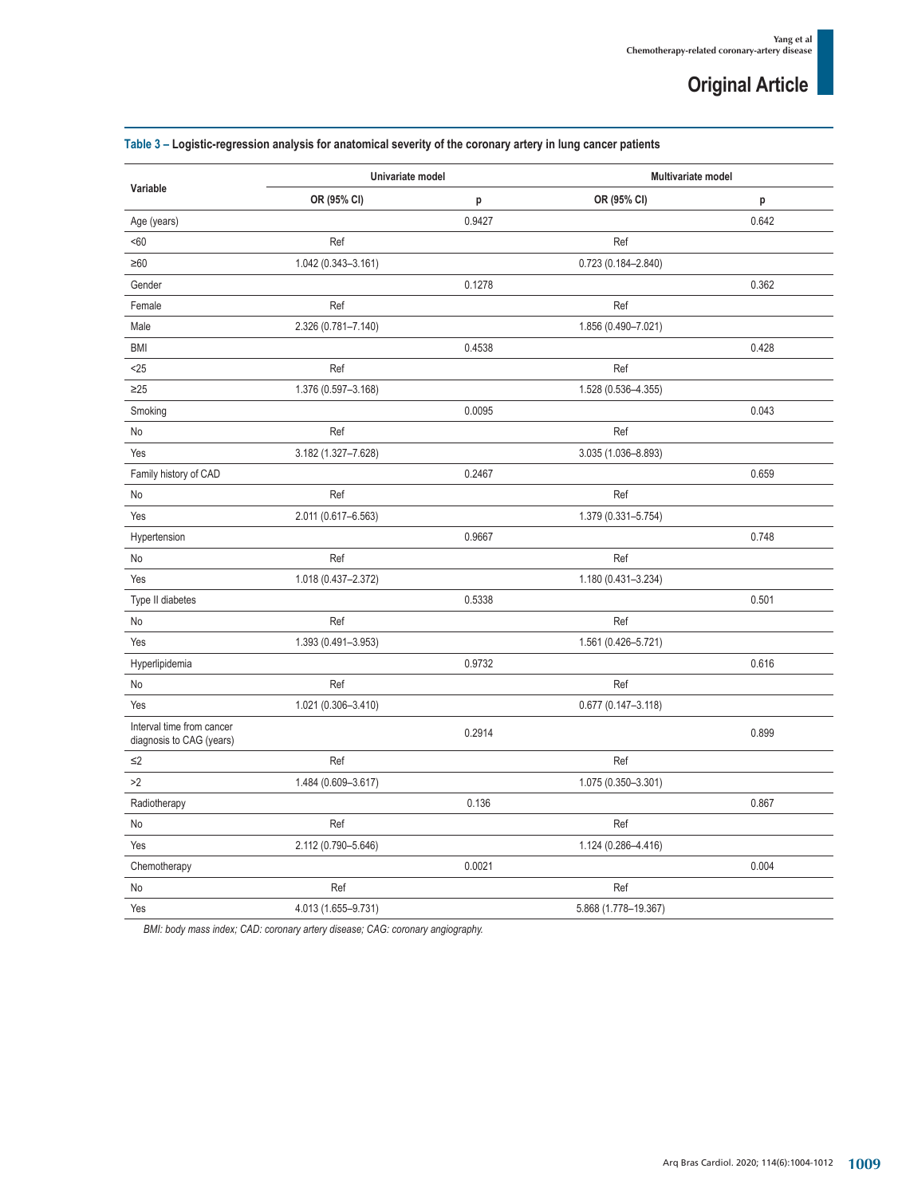**Table 3 – Logistic-regression analysis for anatomical severity of the coronary artery in lung cancer patients**

| Variable | Univariate model | | Multivariate model | |
|---|---|---|---|---|
| | OR (95% CI) | p | OR (95% CI) | p |
| Age (years) | | 0.9427 | | 0.642 |
| <60 | Ref | | Ref | |
| ≥60 | 1.042 (0.343–3.161) | | 0.723 (0.184–2.840) | |
| Gender | | 0.1278 | | 0.362 |
| Female | Ref | | Ref | |
| Male | 2.326 (0.781–7.140) | | 1.856 (0.490–7.021) | |
| BMI | | 0.4538 | | 0.428 |
| <25 | Ref | | Ref | |
| ≥25 | 1.376 (0.597–3.168) | | 1.528 (0.536–4.355) | |
| Smoking | | 0.0095 | | 0.043 |
| No | Ref | | Ref | |
| Yes | 3.182 (1.327–7.628) | | 3.035 (1.036–8.893) | |
| Family history of CAD | | 0.2467 | | 0.659 |
| No | Ref | | Ref | |
| Yes | 2.011 (0.617–6.563) | | 1.379 (0.331–5.754) | |
| Hypertension | | 0.9667 | | 0.748 |
| No | Ref | | Ref | |
| Yes | 1.018 (0.437–2.372) | | 1.180 (0.431–3.234) | |
| Type II diabetes | | 0.5338 | | 0.501 |
| No | Ref | | Ref | |
| Yes | 1.393 (0.491–3.953) | | 1.561 (0.426–5.721) | |
| Hyperlipidemia | | 0.9732 | | 0.616 |
| No | Ref | | Ref | |
| Yes | 1.021 (0.306–3.410) | | 0.677 (0.147–3.118) | |
| Interval time from cancer diagnosis to CAG (years) | | 0.2914 | | 0.899 |
| ≤2 | Ref | | Ref | |
| >2 | 1.484 (0.609–3.617) | | 1.075 (0.350–3.301) | |
| Radiotherapy | | 0.136 | | 0.867 |
| No | Ref | | Ref | |
| Yes | 2.112 (0.790–5.646) | | 1.124 (0.286–4.416) | |
| Chemotherapy | | 0.0021 | | 0.004 |
| No | Ref | | Ref | |
| Yes | 4.013 (1.655–9.731) | | 5.868 (1.778–19.367) | |

*BMI: body mass index; CAD: coronary artery disease; CAG: coronary angiography.*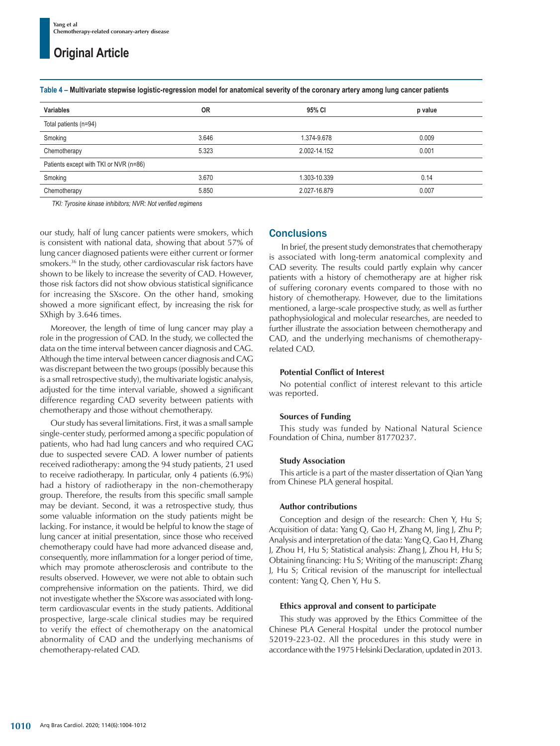**Table 4 – Multivariate stepwise logistic-regression model for anatomical severity of the coronary artery among lung cancer patients**

| Variables | OR | 95% CI | p value |
|---|---|---|---|
| Total patients (n=94) | | | |
| Smoking | 3.646 | 1.374-9.678 | 0.009 |
| Chemotherapy | 5.323 | 2.002-14.152 | 0.001 |
| Patients except with TKI or NVR (n=86) | | | |
| Smoking | 3.670 | 1.303-10.339 | 0.14 |
| Chemotherapy | 5.850 | 2.027-16.879 | 0.007 |

*TKI: Tyrosine kinase inhibitors; NVR: Not verified regimens*

our study, half of lung cancer patients were smokers, which is consistent with national data, showing that about 57% of lung cancer diagnosed patients were either current or former smokers.[36] In the study, other cardiovascular risk factors have shown to be likely to increase the severity of CAD. However, those risk factors did not show obvious statistical significance for increasing the SXscore. On the other hand, smoking showed a more significant effect, by increasing the risk for SXhigh by 3.646 times.

Moreover, the length of time of lung cancer may play a role in the progression of CAD. In the study, we collected the data on the time interval between cancer diagnosis and CAG. Although the time interval between cancer diagnosis and CAG was discrepant between the two groups (possibly because this is a small retrospective study), the multivariate logistic analysis, adjusted for the time interval variable, showed a significant difference regarding CAD severity between patients with chemotherapy and those without chemotherapy.

Our study has several limitations. First, it was a small sample single-center study, performed among a specific population of patients, who had had lung cancers and who required CAG due to suspected severe CAD. A lower number of patients received radiotherapy: among the 94 study patients, 21 used to receive radiotherapy. In particular, only 4 patients (6.9%) had a history of radiotherapy in the non-chemotherapy group. Therefore, the results from this specific small sample may be deviant. Second, it was a retrospective study, thus some valuable information on the study patients might be lacking. For instance, it would be helpful to know the stage of lung cancer at initial presentation, since those who received chemotherapy could have had more advanced disease and, consequently, more inflammation for a longer period of time, which may promote atherosclerosis and contribute to the results observed. However, we were not able to obtain such comprehensive information on the patients. Third, we did not investigate whether the SXscore was associated with long-term cardiovascular events in the study patients. Additional prospective, large-scale clinical studies may be required to verify the effect of chemotherapy on the anatomical abnormality of CAD and the underlying mechanisms of chemotherapy-related CAD.

## Conclusions

In brief, the present study demonstrates that chemotherapy is associated with long-term anatomical complexity and CAD severity. The results could partly explain why cancer patients with a history of chemotherapy are at higher risk of suffering coronary events compared to those with no history of chemotherapy. However, due to the limitations mentioned, a large-scale prospective study, as well as further pathophysiological and molecular researches, are needed to further illustrate the association between chemotherapy and CAD, and the underlying mechanisms of chemotherapy-related CAD.

### Potential Conflict of Interest

No potential conflict of interest relevant to this article was reported.

### Sources of Funding

This study was funded by National Natural Science Foundation of China, number 81770237.

### Study Association

This article is a part of the master dissertation of Qian Yang from Chinese PLA general hospital.

### Author contributions

Conception and design of the research: Chen Y, Hu S; Acquisition of data: Yang Q, Gao H, Zhang M, Jing J, Zhu P; Analysis and interpretation of the data: Yang Q, Gao H, Zhang J, Zhou H, Hu S; Statistical analysis: Zhang J, Zhou H, Hu S; Obtaining financing: Hu S; Writing of the manuscript: Zhang J, Hu S; Critical revision of the manuscript for intellectual content: Yang Q, Chen Y, Hu S.

### Ethics approval and consent to participate

This study was approved by the Ethics Committee of the Chinese PLA General Hospital under the protocol number 52019-223-02. All the procedures in this study were in accordance with the 1975 Helsinki Declaration, updated in 2013.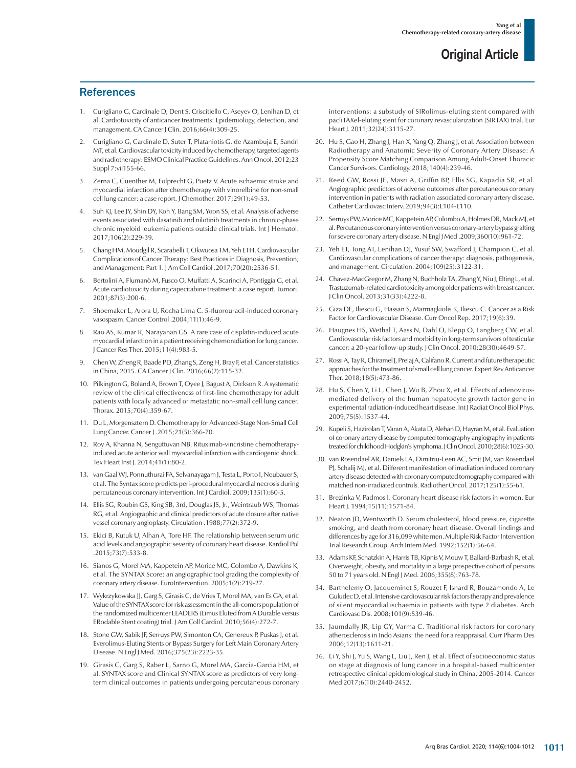## References

1. Curigliano G, Cardinale D, Dent S, Criscitiello C, Aseyev O, Lenihan D, et al. Cardiotoxicity of anticancer treatments: Epidemiology, detection, and management. CA Cancer J Clin. 2016;66(4):309-25.
2. Curigliano G, Cardinale D, Suter T, Plataniotis G, de Azambuja E, Sandri MT, et al. Cardiovascular toxicity induced by chemotherapy, targeted agents and radiotherapy: ESMO Clinical Practice Guidelines. Ann Oncol. 2012;23 Suppl 7:vii155-66.
3. Zerna C, Guenther M, Folprecht G, Puetz V. Acute ischaemic stroke and myocardial infarction after chemotherapy with vinorelbine for non-small cell lung cancer: a case report. J Chemother. 2017;29(1):49-53.
4. Suh KJ, Lee JY, Shin DY, Koh Y, Bang SM, Yoon SS, et al. Analysis of adverse events associated with dasatinib and nilotinib treatments in chronic-phase chronic myeloid leukemia patients outside clinical trials. Int J Hematol. 2017;106(2):229-39.
5. Chang HM, Moudgil R, Scarabelli T, Okwuosa TM, Yeh ETH. Cardiovascular Complications of Cancer Therapy: Best Practices in Diagnosis, Prevention, and Management: Part 1. J Am Coll Cardiol .2017;70(20):2536-51.
6. Bertolini A, Flumanò M, Fusco O, Muffatti A, Scarinci A, Pontiggia G, et al. Acute cardiotoxicity during capecitabine treatment: a case report. Tumori. 2001;87(3):200-6.
7. Shoemaker L, Arora U, Rocha Lima C. 5-fluorouracil-induced coronary vasospasm. Cancer Control .2004;11(1):46-9.
8. Rao AS, Kumar R, Narayanan GS. A rare case of cisplatin-induced acute myocardial infarction in a patient receiving chemoradiation for lung cancer. J Cancer Res Ther. 2015;11(4):983-5.
9. Chen W, Zheng R, Baade PD, Zhang S, Zeng H, Bray F, et al. Cancer statistics in China, 2015. CA Cancer J Clin. 2016;66(2):115-32.
10. Pilkington G, Boland A, Brown T, Oyee J, Bagust A, Dickson R. A systematic review of the clinical effectiveness of first-line chemotherapy for adult patients with locally advanced or metastatic non-small cell lung cancer. Thorax. 2015;70(4):359-67.
11. Du L, Morgensztern D. Chemotherapy for Advanced-Stage Non-Small Cell Lung Cancer. Cancer J .2015;21(5):366-70.
12. Roy A, Khanna N, Senguttuvan NB. Rituximab-vincristine chemotherapy-induced acute anterior wall myocardial infarction with cardiogenic shock. Tex Heart Inst J. 2014;41(1):80-2.
13. van Gaal WJ, Ponnuthurai FA, Selvanayagam J, Testa L, Porto I, Neubauer S, et al. The Syntax score predicts peri-procedural myocardial necrosis during percutaneous coronary intervention. Int J Cardiol. 2009;135(1):60-5.
14. Ellis SG, Roubin GS, King SB, 3rd, Douglas JS, Jr., Weintraub WS, Thomas RG, et al. Angiographic and clinical predictors of acute closure after native vessel coronary angioplasty. Circulation .1988;77(2):372-9.
15. Ekici B, Kutuk U, Alhan A, Tore HF. The relationship between serum uric acid levels and angiographic severity of coronary heart disease. Kardiol Pol .2015;73(7):533-8.
16. Sianos G, Morel MA, Kappetein AP, Morice MC, Colombo A, Dawkins K, et al. The SYNTAX Score: an angiographic tool grading the complexity of coronary artery disease. EuroIntervention. 2005;1(2):219-27.
17. Wykrzykowska JJ, Garg S, Girasis C, de Vries T, Morel MA, van Es GA, et al. Value of the SYNTAX score for risk assessment in the all-comers population of the randomized multicenter LEADERS (Limus Eluted from A Durable versus ERodable Stent coating) trial. J Am Coll Cardiol. 2010;56(4):272-7.
18. Stone GW, Sabik JF, Serruys PW, Simonton CA, Genereux P, Puskas J, et al. Everolimus-Eluting Stents or Bypass Surgery for Left Main Coronary Artery Disease. N Engl J Med. 2016;375(23):2223-35.
19. Girasis C, Garg S, Raber L, Sarno G, Morel MA, Garcia-Garcia HM, et al. SYNTAX score and Clinical SYNTAX score as predictors of very long-term clinical outcomes in patients undergoing percutaneous coronary interventions: a substudy of SIRolimus-eluting stent compared with pacliTAXel-eluting stent for coronary revascularization (SIRTAX) trial. Eur Heart J. 2011;32(24):3115-27.
20. Hu S, Gao H, Zhang J, Han X, Yang Q, Zhang J, et al. Association between Radiotherapy and Anatomic Severity of Coronary Artery Disease: A Propensity Score Matching Comparison Among Adult-Onset Thoracic Cancer Survivors. Cardiology. 2018;140(4):239-46.
21. Reed GW, Rossi JE, Masri A, Griffin BP, Ellis SG, Kapadia SR, et al. Angiographic predictors of adverse outcomes after percutaneous coronary intervention in patients with radiation associated coronary artery disease. Catheter Cardiovasc Interv. 2019;94(3):E104-E110.
22. Serruys PW, Morice MC, Kappetein AP, Colombo A, Holmes DR, Mack MJ, et al. Percutaneous coronary intervention versus coronary-artery bypass grafting for severe coronary artery disease. N Engl J Med .2009;360(10):961-72.
23. Yeh ET, Tong AT, Lenihan DJ, Yusuf SW, Swafford J, Champion C, et al. Cardiovascular complications of cancer therapy: diagnosis, pathogenesis, and management. Circulation. 2004;109(25):3122-31.
24. Chavez-MacGregor M, Zhang N, Buchholz TA, Zhang Y, Niu J, Elting L, et al. Trastuzumab-related cardiotoxicity among older patients with breast cancer. J Clin Oncol. 2013;31(33):4222-8.
25. Giza DE, Iliescu G, Hassan S, Marmagkiolis K, Iliescu C. Cancer as a Risk Factor for Cardiovascular Disease. Curr Oncol Rep. 2017;19(6):39.
26. Haugnes HS, Wethal T, Aass N, Dahl O, Klepp O, Langberg CW, et al. Cardiovascular risk factors and morbidity in long-term survivors of testicular cancer: a 20-year follow-up study. J Clin Oncol. 2010;28(30):4649-57.
27. Rossi A, Tay R, Chiramel J, Prelaj A, Califano R. Current and future therapeutic approaches for the treatment of small cell lung cancer. Expert Rev Anticancer Ther. 2018;18(5):473-86.
28. Hu S, Chen Y, Li L, Chen J, Wu B, Zhou X, et al. Effects of adenovirus-mediated delivery of the human hepatocyte growth factor gene in experimental radiation-induced heart disease. Int J Radiat Oncol Biol Phys. 2009;75(5):1537-44.
29. Kupeli S, Hazirolan T, Varan A, Akata D, Alehan D, Hayran M, et al. Evaluation of coronary artery disease by computed tomography angiography in patients treated for childhood Hodgkin's lymphoma. J Clin Oncol. 2010;28(6):1025-30.
30. van Rosendael AR, Daniels LA, Dimitriu-Leen AC, Smit JM, van Rosendael PJ, Schalij MJ, et al. Different manifestation of irradiation induced coronary artery disease detected with coronary computed tomography compared with matched non-irradiated controls. Radiother Oncol. 2017;125(1):55-61.
31. Brezinka V, Padmos I. Coronary heart disease risk factors in women. Eur Heart J. 1994;15(11):1571-84.
32. Neaton JD, Wentworth D. Serum cholesterol, blood pressure, cigarette smoking, and death from coronary heart disease. Overall findings and differences by age for 316,099 white men. Multiple Risk Factor Intervention Trial Research Group. Arch Intern Med. 1992;152(1):56-64.
33. Adams KF, Schatzkin A, Harris TB, Kipnis V, Mouw T, Ballard-Barbash R, et al. Overweight, obesity, and mortality in a large prospective cohort of persons 50 to 71 years old. N Engl J Med. 2006;355(8):763-78.
34. Barthelemy O, Jacqueminet S, Rouzet F, Isnard R, Bouzamondo A, Le Guludec D, et al. Intensive cardiovascular risk factors therapy and prevalence of silent myocardial ischaemia in patients with type 2 diabetes. Arch Cardiovasc Dis. 2008;101(9):539-46.
35. Jaumdally JR, Lip GY, Varma C. Traditional risk factors for coronary atherosclerosis in Indo Asians: the need for a reappraisal. Curr Pharm Des 2006;12(13):1611-21.
36. Li Y, Shi J, Yu S, Wang L, Liu J, Ren J, et al. Effect of socioeconomic status on stage at diagnosis of lung cancer in a hospital-based multicenter retrospective clinical epidemiological study in China, 2005-2014. Cancer Med 2017;6(10):2440-2452.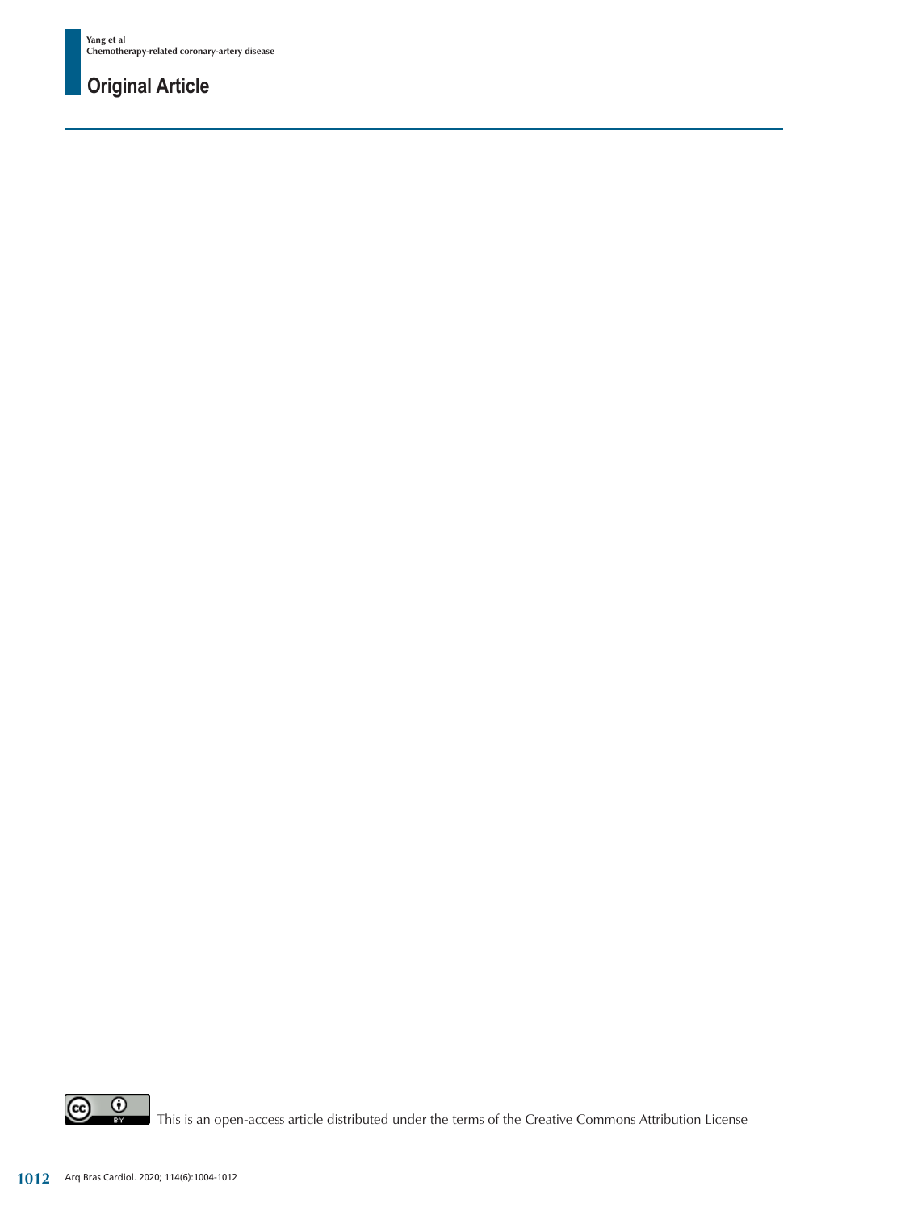This is an open-access article distributed under the terms of the Creative Commons Attribution License